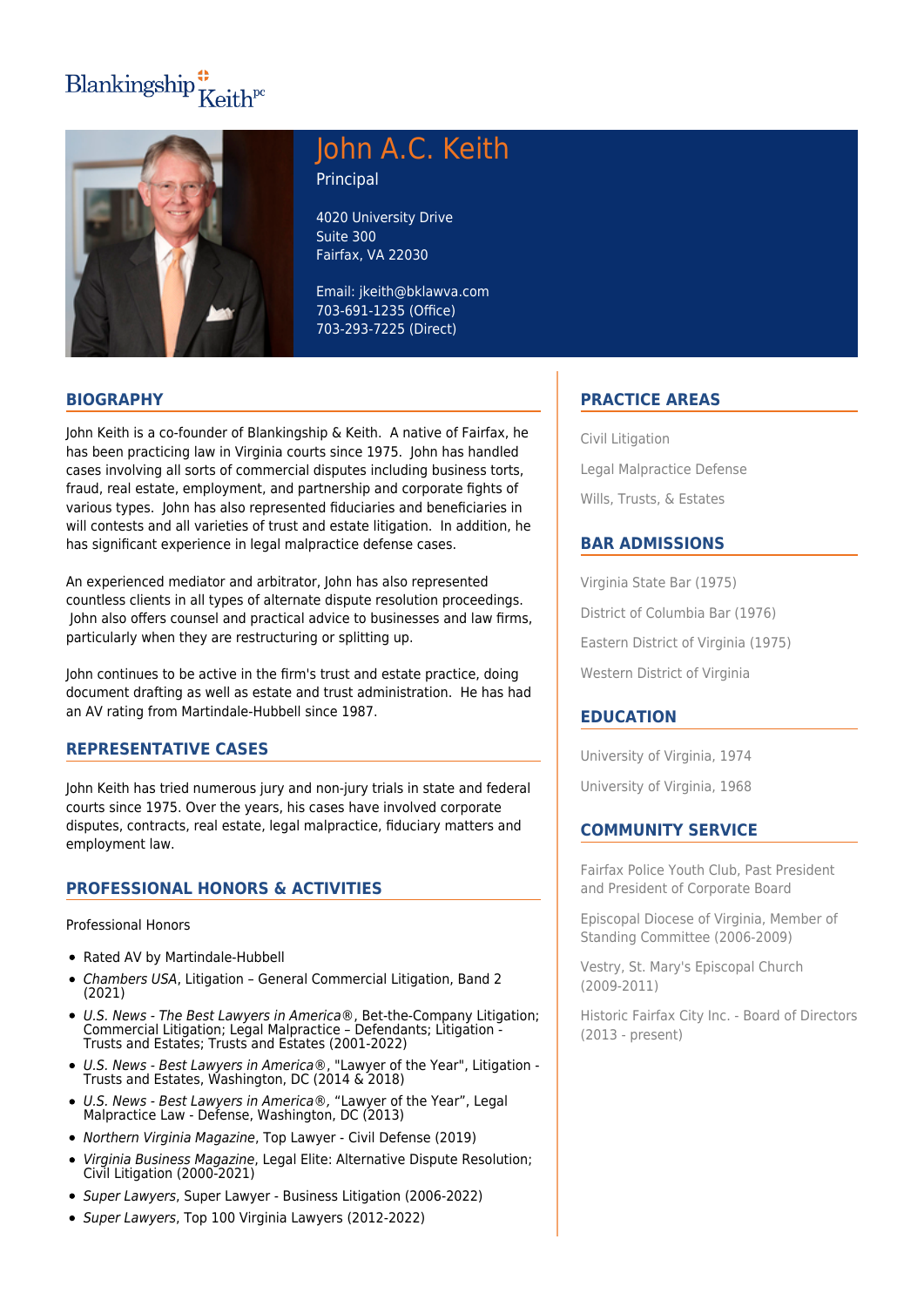Blankingship Keith pc

# John A.C. Keith

Principal

4020 University Drive
Suite 300
Fairfax, VA 22030

Email: jkeith@bklawva.com
703-691-1235 (Office)
703-293-7225 (Direct)

## BIOGRAPHY

John Keith is a co-founder of Blankingship & Keith. A native of Fairfax, he has been practicing law in Virginia courts since 1975. John has handled cases involving all sorts of commercial disputes including business torts, fraud, real estate, employment, and partnership and corporate fights of various types. John has also represented fiduciaries and beneficiaries in will contests and all varieties of trust and estate litigation. In addition, he has significant experience in legal malpractice defense cases.

An experienced mediator and arbitrator, John has also represented countless clients in all types of alternate dispute resolution proceedings. John also offers counsel and practical advice to businesses and law firms, particularly when they are restructuring or splitting up.

John continues to be active in the firm's trust and estate practice, doing document drafting as well as estate and trust administration. He has had an AV rating from Martindale-Hubbell since 1987.

## REPRESENTATIVE CASES

John Keith has tried numerous jury and non-jury trials in state and federal courts since 1975. Over the years, his cases have involved corporate disputes, contracts, real estate, legal malpractice, fiduciary matters and employment law.

## PROFESSIONAL HONORS & ACTIVITIES

Professional Honors

- Rated AV by Martindale-Hubbell
- *Chambers USA*, Litigation – General Commercial Litigation, Band 2 (2021)
- *U.S. News - The Best Lawyers in America®*, Bet-the-Company Litigation; Commercial Litigation; Legal Malpractice – Defendants; Litigation - Trusts and Estates; Trusts and Estates (2001-2022)
- *U.S. News - Best Lawyers in America®*, "Lawyer of the Year", Litigation - Trusts and Estates, Washington, DC (2014 & 2018)
- *U.S. News - Best Lawyers in America®*, "Lawyer of the Year", Legal Malpractice Law - Defense, Washington, DC (2013)
- *Northern Virginia Magazine*, Top Lawyer - Civil Defense (2019)
- *Virginia Business Magazine*, Legal Elite: Alternative Dispute Resolution; Civil Litigation (2000-2021)
- *Super Lawyers*, Super Lawyer - Business Litigation (2006-2022)
- *Super Lawyers*, Top 100 Virginia Lawyers (2012-2022)

## PRACTICE AREAS

Civil Litigation

Legal Malpractice Defense

Wills, Trusts, & Estates

## BAR ADMISSIONS

Virginia State Bar (1975)

District of Columbia Bar (1976)

Eastern District of Virginia (1975)

Western District of Virginia

## EDUCATION

University of Virginia, 1974

University of Virginia, 1968

## COMMUNITY SERVICE

Fairfax Police Youth Club, Past President and President of Corporate Board

Episcopal Diocese of Virginia, Member of Standing Committee (2006-2009)

Vestry, St. Mary's Episcopal Church (2009-2011)

Historic Fairfax City Inc. - Board of Directors (2013 - present)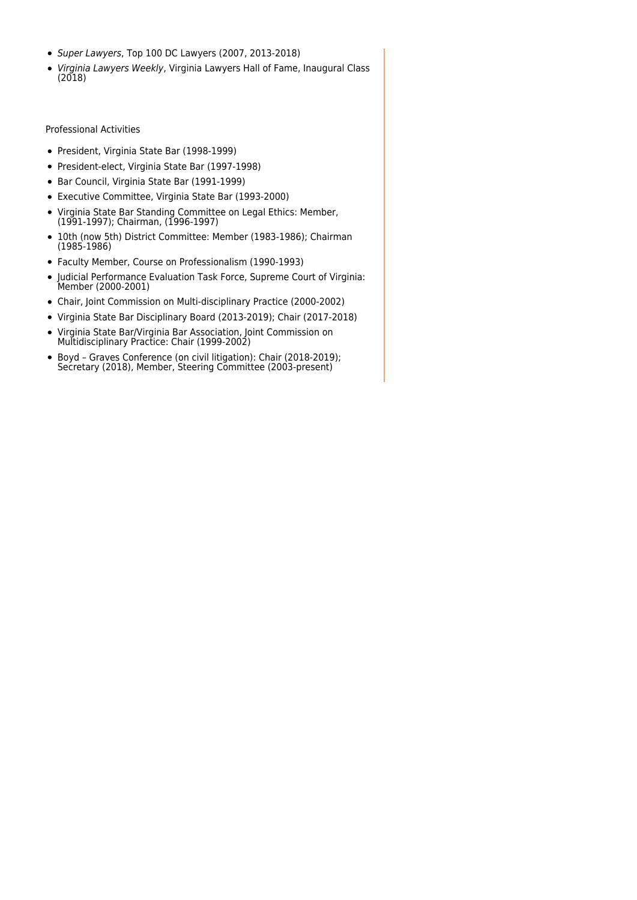- *Super Lawyers*, Top 100 DC Lawyers (2007, 2013-2018)
- *Virginia Lawyers Weekly*, Virginia Lawyers Hall of Fame, Inaugural Class (2018)

Professional Activities

- President, Virginia State Bar (1998-1999)
- President-elect, Virginia State Bar (1997-1998)
- Bar Council, Virginia State Bar (1991-1999)
- Executive Committee, Virginia State Bar (1993-2000)
- Virginia State Bar Standing Committee on Legal Ethics: Member, (1991-1997); Chairman, (1996-1997)
- 10th (now 5th) District Committee: Member (1983-1986); Chairman (1985-1986)
- Faculty Member, Course on Professionalism (1990-1993)
- Judicial Performance Evaluation Task Force, Supreme Court of Virginia: Member (2000-2001)
- Chair, Joint Commission on Multi-disciplinary Practice (2000-2002)
- Virginia State Bar Disciplinary Board (2013-2019); Chair (2017-2018)
- Virginia State Bar/Virginia Bar Association, Joint Commission on Multidisciplinary Practice: Chair (1999-2002)
- Boyd – Graves Conference (on civil litigation): Chair (2018-2019); Secretary (2018), Member, Steering Committee (2003-present)